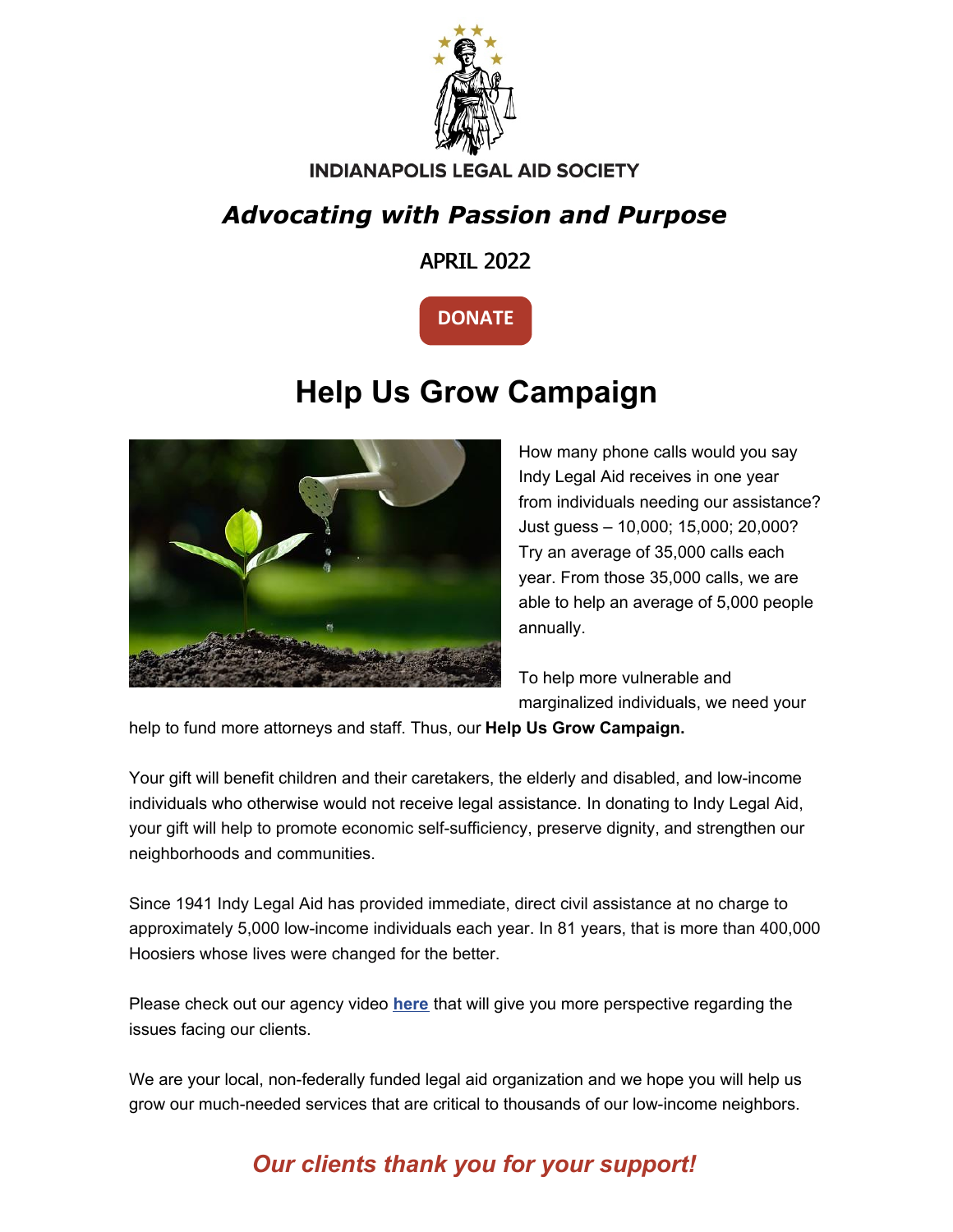**INDIANAPOLIS LEGAL AID SOCIETY**

## *Advocating with Passion and Purpose*

APRIL 2022

DONATE

# Help Us Grow Campaign

How many phone calls would you say Indy Legal Aid receives in one year from individuals needing our assistance? Just guess – 10,000; 15,000; 20,000? Try an average of 35,000 calls each year. From those 35,000 calls, we are able to help an average of 5,000 people annually.

To help more vulnerable and marginalized individuals, we need your help to fund more attorneys and staff. Thus, our **Help Us Grow Campaign.**

Your gift will benefit children and their caretakers, the elderly and disabled, and low-income individuals who otherwise would not receive legal assistance. In donating to Indy Legal Aid, your gift will help to promote economic self-sufficiency, preserve dignity, and strengthen our neighborhoods and communities.

Since 1941 Indy Legal Aid has provided immediate, direct civil assistance at no charge to approximately 5,000 low-income individuals each year. In 81 years, that is more than 400,000 Hoosiers whose lives were changed for the better.

Please check out our agency video **here** that will give you more perspective regarding the issues facing our clients.

We are your local, non-federally funded legal aid organization and we hope you will help us grow our much-needed services that are critical to thousands of our low-income neighbors.

***Our clients thank you for your support!***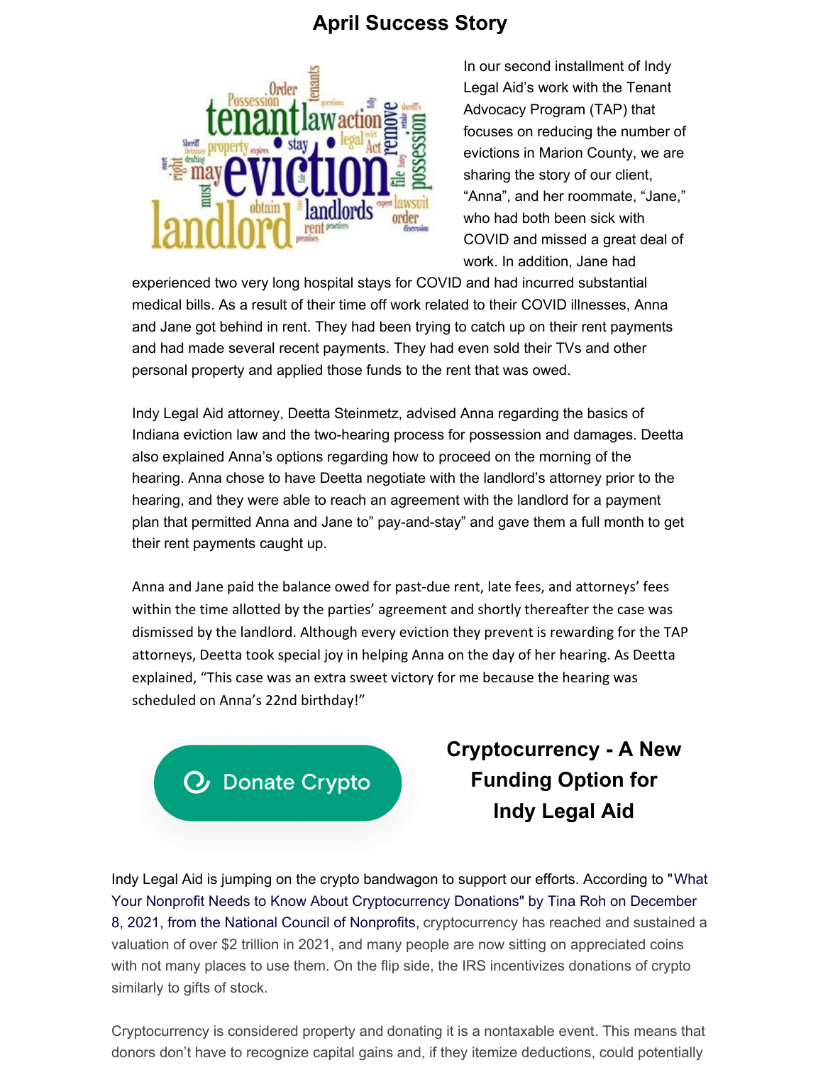## April Success Story

In our second installment of Indy Legal Aid's work with the Tenant Advocacy Program (TAP) that focuses on reducing the number of evictions in Marion County, we are sharing the story of our client, "Anna", and her roommate, "Jane," who had both been sick with COVID and missed a great deal of work. In addition, Jane had experienced two very long hospital stays for COVID and had incurred substantial medical bills. As a result of their time off work related to their COVID illnesses, Anna and Jane got behind in rent. They had been trying to catch up on their rent payments and had made several recent payments. They had even sold their TVs and other personal property and applied those funds to the rent that was owed.

Indy Legal Aid attorney, Deetta Steinmetz, advised Anna regarding the basics of Indiana eviction law and the two-hearing process for possession and damages. Deetta also explained Anna's options regarding how to proceed on the morning of the hearing. Anna chose to have Deetta negotiate with the landlord's attorney prior to the hearing, and they were able to reach an agreement with the landlord for a payment plan that permitted Anna and Jane to" pay-and-stay" and gave them a full month to get their rent payments caught up.

Anna and Jane paid the balance owed for past-due rent, late fees, and attorneys' fees within the time allotted by the parties' agreement and shortly thereafter the case was dismissed by the landlord. Although every eviction they prevent is rewarding for the TAP attorneys, Deetta took special joy in helping Anna on the day of her hearing. As Deetta explained, "This case was an extra sweet victory for me because the hearing was scheduled on Anna's 22nd birthday!"

Donate Crypto

## Cryptocurrency - A New Funding Option for Indy Legal Aid

Indy Legal Aid is jumping on the crypto bandwagon to support our efforts. According to "What Your Nonprofit Needs to Know About Cryptocurrency Donations" by Tina Roh on December 8, 2021, from the National Council of Nonprofits, cryptocurrency has reached and sustained a valuation of over $2 trillion in 2021, and many people are now sitting on appreciated coins with not many places to use them. On the flip side, the IRS incentivizes donations of crypto similarly to gifts of stock.

Cryptocurrency is considered property and donating it is a nontaxable event. This means that donors don't have to recognize capital gains and, if they itemize deductions, could potentially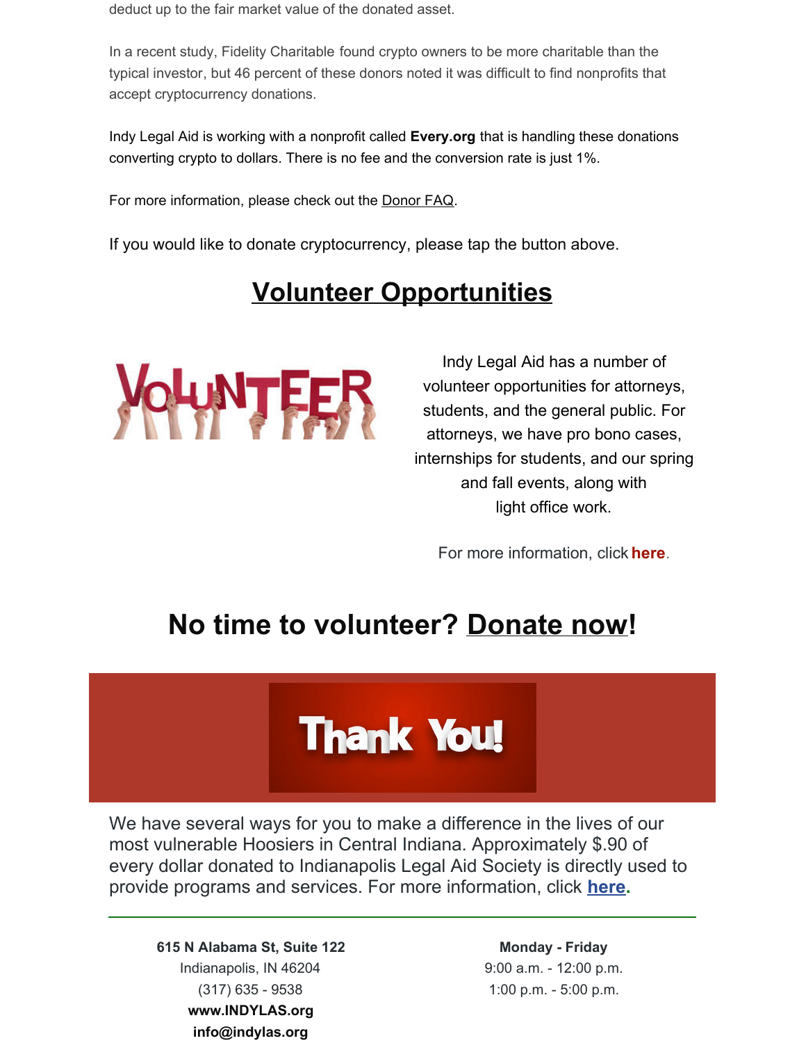deduct up to the fair market value of the donated asset.

In a recent study, Fidelity Charitable found crypto owners to be more charitable than the typical investor, but 46 percent of these donors noted it was difficult to find nonprofits that accept cryptocurrency donations.

Indy Legal Aid is working with a nonprofit called **Every.org** that is handling these donations converting crypto to dollars. There is no fee and the conversion rate is just 1%.

For more information, please check out the Donor FAQ.

If you would like to donate cryptocurrency, please tap the button above.

## Volunteer Opportunities

Indy Legal Aid has a number of volunteer opportunities for attorneys, students, and the general public. For attorneys, we have pro bono cases, internships for students, and our spring and fall events, along with light office work.

For more information, click **here**.

## No time to volunteer? Donate now!

We have several ways for you to make a difference in the lives of our most vulnerable Hoosiers in Central Indiana. Approximately $.90 of every dollar donated to Indianapolis Legal Aid Society is directly used to provide programs and services. For more information, click **here**.

---

**615 N Alabama St, Suite 122**
Indianapolis, IN 46204
(317) 635 - 9538
**www.INDYLAS.org**
**info@indylas.org**

**Monday - Friday**
9:00 a.m. - 12:00 p.m.
1:00 p.m. - 5:00 p.m.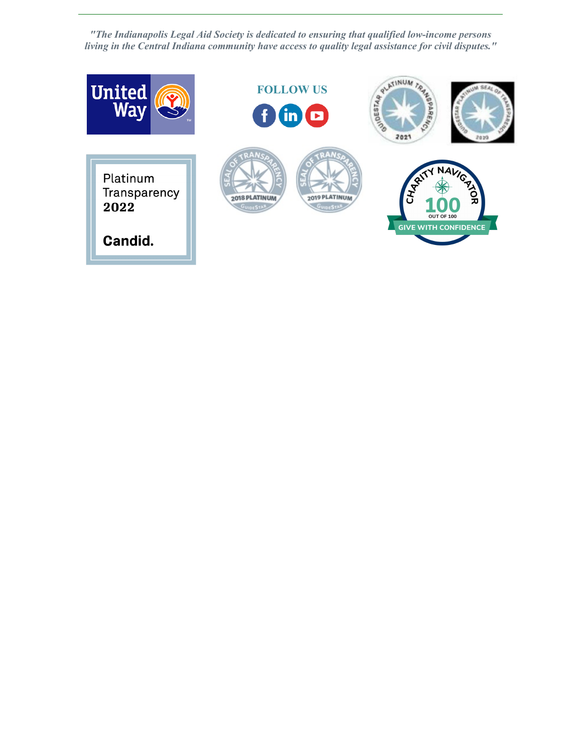*"The Indianapolis Legal Aid Society is dedicated to ensuring that qualified low-income persons living in the Central Indiana community have access to quality legal assistance for civil disputes."*

**FOLLOW US**